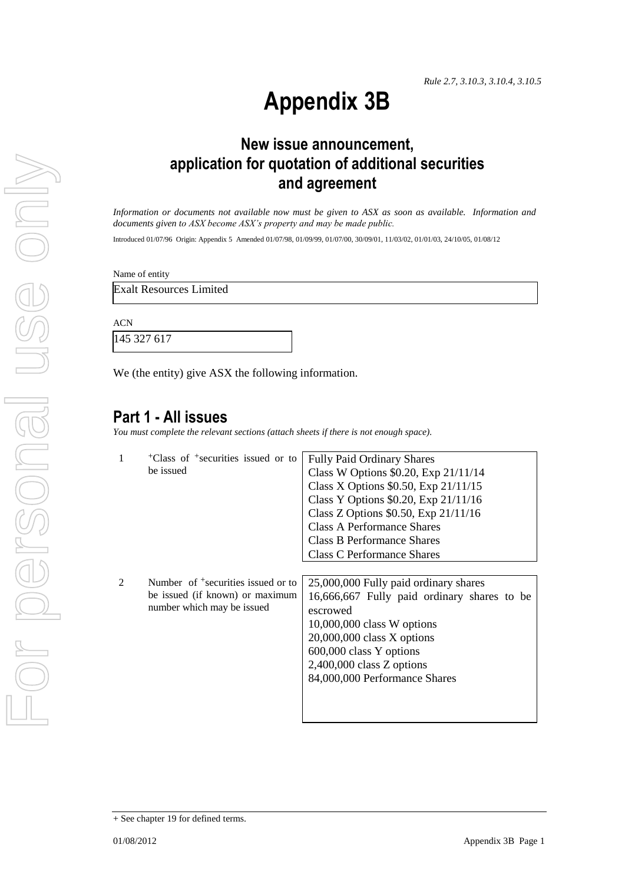*Rule 2.7, 3.10.3, 3.10.4, 3.10.5*

# Appendix 3B

## New issue announcement, application for quotation of additional securities and agreement

*Information or documents not available now must be given to ASX as soon as available. Information and documents given to ASX become ASX's property and may be made public.*

Introduced 01/07/96 Origin: Appendix 5 Amended 01/07/98, 01/09/99, 01/07/00, 30/09/01, 11/03/02, 01/01/03, 24/10/05, 01/08/12

Name of entity

Exalt Resources Limited

ACN

145 327 617

We (the entity) give ASX the following information.

## Part 1 - All issues

*You must complete the relevant sections (attach sheets if there is not enough space).*

| | | |
|---|---|---|
| 1 | +Class of +securities issued or to be issued | Fully Paid Ordinary Shares<br>Class W Options $0.20, Exp 21/11/14<br>Class X Options $0.50, Exp 21/11/15<br>Class Y Options $0.20, Exp 21/11/16<br>Class Z Options $0.50, Exp 21/11/16<br>Class A Performance Shares<br>Class B Performance Shares<br>Class C Performance Shares |
| 2 | Number of +securities issued or to be issued (if known) or maximum number which may be issued | 25,000,000 Fully paid ordinary shares<br>16,666,667 Fully paid ordinary shares to be escrowed<br>10,000,000 class W options<br>20,000,000 class X options<br>600,000 class Y options<br>2,400,000 class Z options<br>84,000,000 Performance Shares |

+ See chapter 19 for defined terms.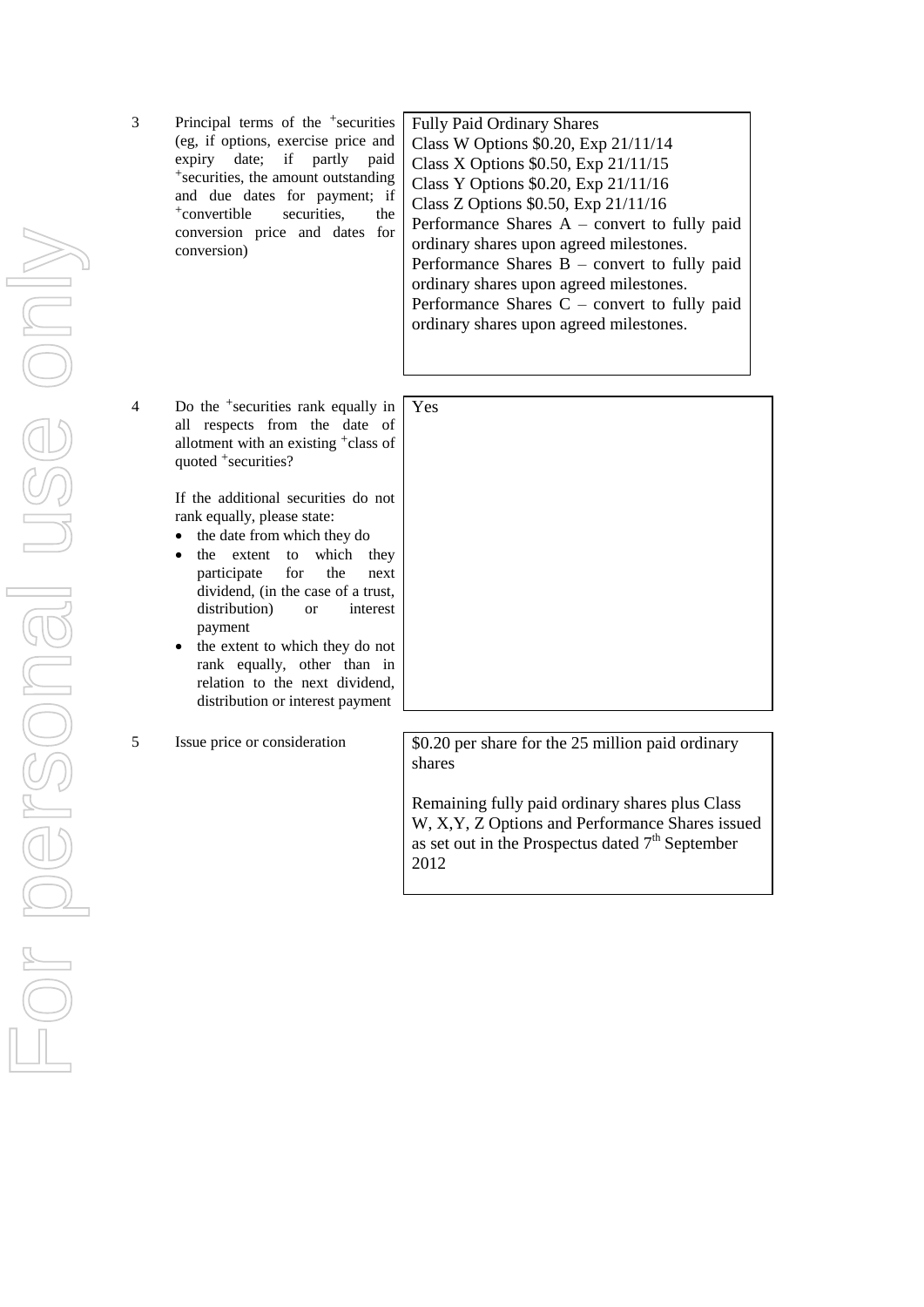| | | |
|---|---|---|
| 3 | Principal terms of the +securities (eg, if options, exercise price and expiry date; if partly paid +securities, the amount outstanding and due dates for payment; if +convertible securities, the conversion price and dates for conversion) | Fully Paid Ordinary Shares<br>Class W Options $0.20, Exp 21/11/14<br>Class X Options $0.50, Exp 21/11/15<br>Class Y Options $0.20, Exp 21/11/16<br>Class Z Options $0.50, Exp 21/11/16<br>Performance Shares A – convert to fully paid ordinary shares upon agreed milestones.<br>Performance Shares B – convert to fully paid ordinary shares upon agreed milestones.<br>Performance Shares C – convert to fully paid ordinary shares upon agreed milestones. |
| 4 | Do the +securities rank equally in all respects from the date of allotment with an existing +class of quoted +securities?<br><br>If the additional securities do not rank equally, please state:<br>• the date from which they do<br>• the extent to which they participate for the next dividend, (in the case of a trust, distribution) or interest payment<br>• the extent to which they do not rank equally, other than in relation to the next dividend, distribution or interest payment | Yes |
| 5 | Issue price or consideration | $0.20 per share for the 25 million paid ordinary shares<br><br>Remaining fully paid ordinary shares plus Class W, X,Y, Z Options and Performance Shares issued as set out in the Prospectus dated 7th September 2012 |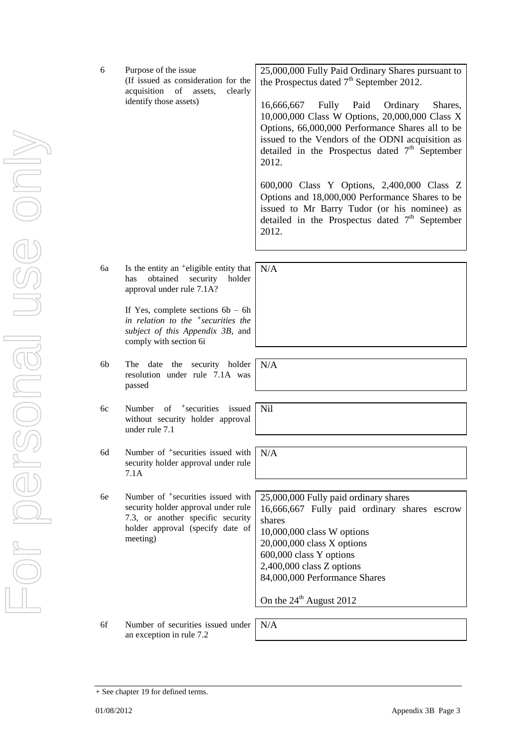| | | |
|---|---|---|
| 6 | Purpose of the issue<br>(If issued as consideration for the acquisition of assets, clearly identify those assets) | 25,000,000 Fully Paid Ordinary Shares pursuant to the Prospectus dated 7th September 2012.<br><br>16,666,667 Fully Paid Ordinary Shares, 10,000,000 Class W Options, 20,000,000 Class X Options, 66,000,000 Performance Shares all to be issued to the Vendors of the ODNI acquisition as detailed in the Prospectus dated 7th September 2012.<br><br>600,000 Class Y Options, 2,400,000 Class Z Options and 18,000,000 Performance Shares to be issued to Mr Barry Tudor (or his nominee) as detailed in the Prospectus dated 7th September 2012. |
| 6a | Is the entity an +eligible entity that has obtained security holder approval under rule 7.1A?<br><br>If Yes, complete sections 6b – 6h *in relation to the +securities the subject of this Appendix 3B*, and comply with section 6i | N/A |
| 6b | The date the security holder resolution under rule 7.1A was passed | N/A |
| 6c | Number of +securities issued without security holder approval under rule 7.1 | Nil |
| 6d | Number of +securities issued with security holder approval under rule 7.1A | N/A |
| 6e | Number of +securities issued with security holder approval under rule 7.3, or another specific security holder approval (specify date of meeting) | 25,000,000 Fully paid ordinary shares<br>16,666,667 Fully paid ordinary shares escrow shares<br>10,000,000 class W options<br>20,000,000 class X options<br>600,000 class Y options<br>2,400,000 class Z options<br>84,000,000 Performance Shares<br><br>On the 24th August 2012 |
| 6f | Number of securities issued under an exception in rule 7.2 | N/A |

+ See chapter 19 for defined terms.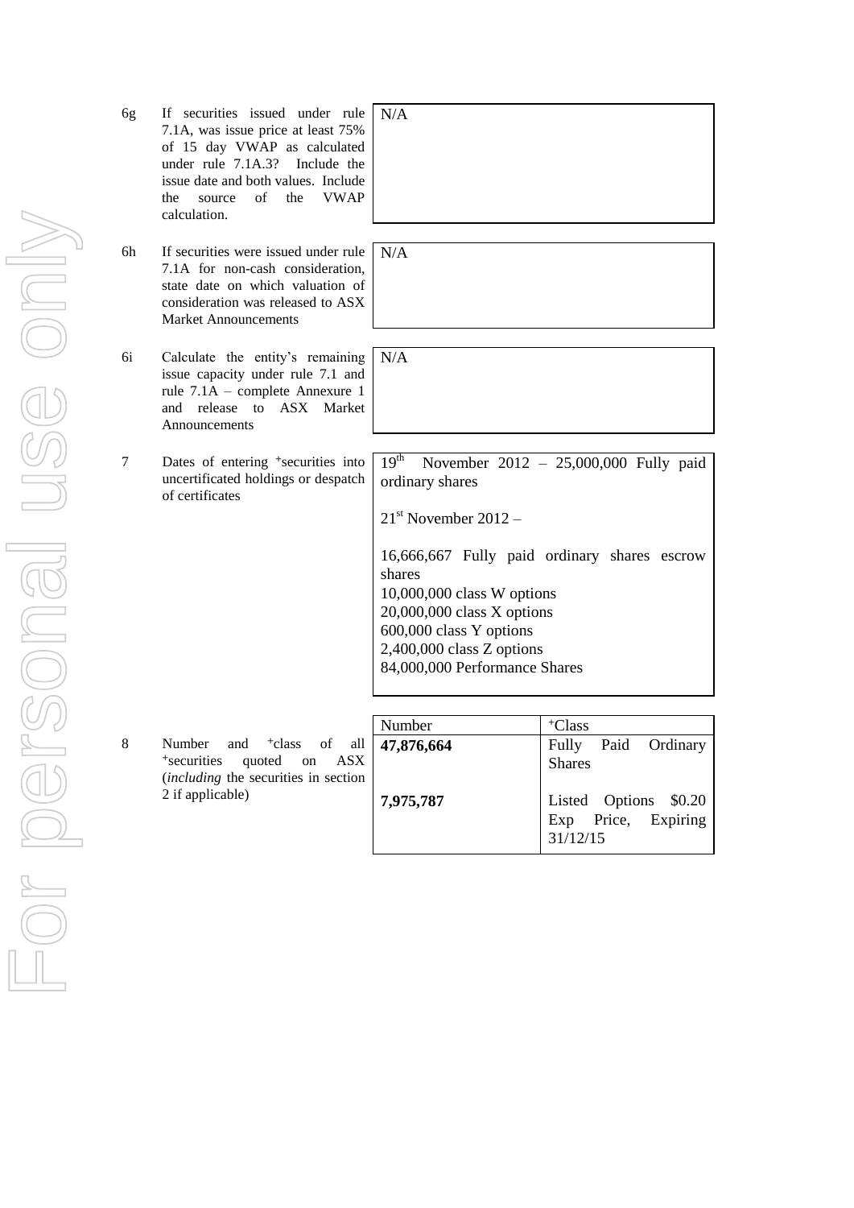| | | |
|---|---|---|
| 6g | If securities issued under rule 7.1A, was issue price at least 75% of 15 day VWAP as calculated under rule 7.1A.3? Include the issue date and both values. Include the source of the VWAP calculation. | N/A |
| 6h | If securities were issued under rule 7.1A for non-cash consideration, state date on which valuation of consideration was released to ASX Market Announcements | N/A |
| 6i | Calculate the entity's remaining issue capacity under rule 7.1 and rule 7.1A – complete Annexure 1 and release to ASX Market Announcements | N/A |
| 7 | Dates of entering +securities into uncertificated holdings or despatch of certificates | 19th November 2012 – 25,000,000 Fully paid ordinary shares<br><br>21st November 2012 –<br><br>16,666,667 Fully paid ordinary shares escrow shares<br>10,000,000 class W options<br>20,000,000 class X options<br>600,000 class Y options<br>2,400,000 class Z options<br>84,000,000 Performance Shares |

| | | Number | +Class |
|---|---|---|---|
| 8 | Number and +class of all +securities quoted on ASX (*including* the securities in section 2 if applicable) | **47,876,664** | Fully Paid Ordinary Shares |
| | | **7,975,787** | Listed Options $0.20 Exp Price, Expiring 31/12/15 |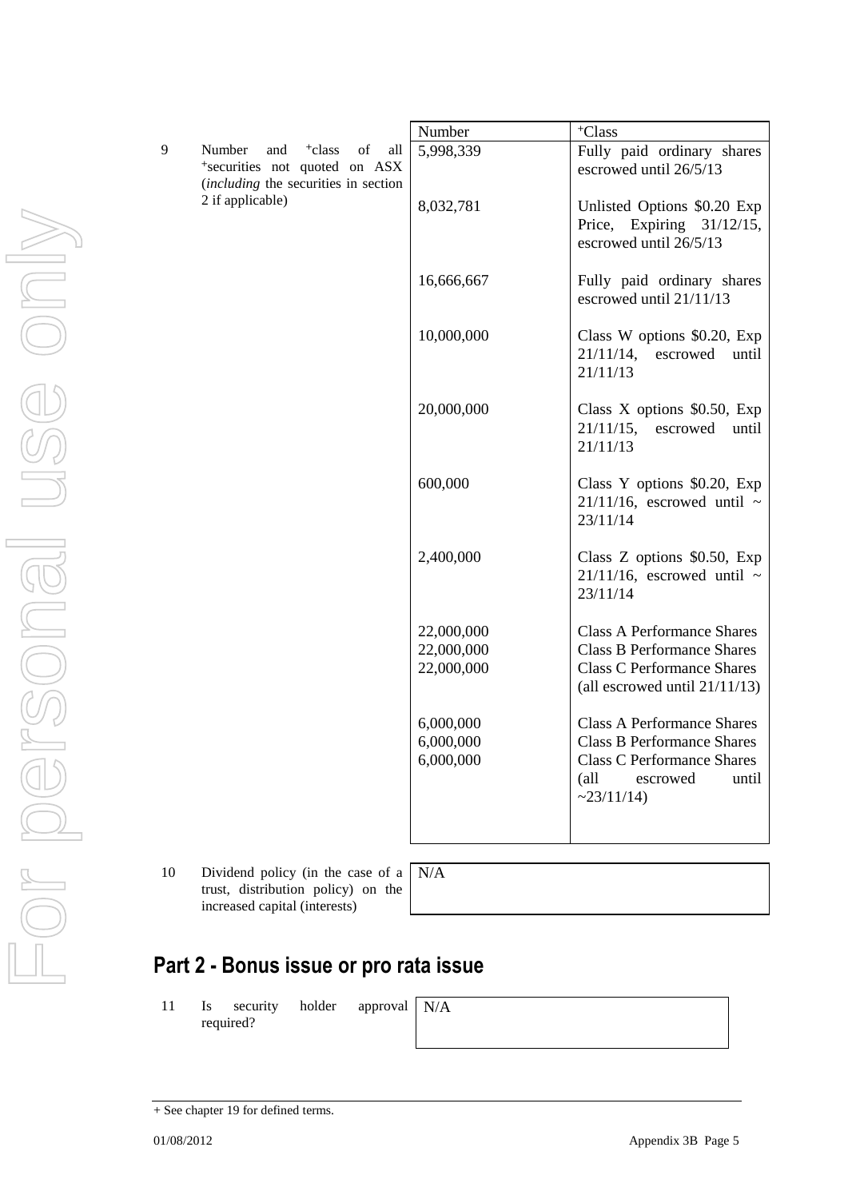| | | Number | +Class |
|---|---|---|---|
| 9 | Number and +class of all +securities not quoted on ASX (*including* the securities in section 2 if applicable) | 5,998,339 | Fully paid ordinary shares escrowed until 26/5/13 |
| | | 8,032,781 | Unlisted Options $0.20 Exp Price, Expiring 31/12/15, escrowed until 26/5/13 |
| | | 16,666,667 | Fully paid ordinary shares escrowed until 21/11/13 |
| | | 10,000,000 | Class W options $0.20, Exp 21/11/14, escrowed until 21/11/13 |
| | | 20,000,000 | Class X options $0.50, Exp 21/11/15, escrowed until 21/11/13 |
| | | 600,000 | Class Y options $0.20, Exp 21/11/16, escrowed until ~ 23/11/14 |
| | | 2,400,000 | Class Z options $0.50, Exp 21/11/16, escrowed until ~ 23/11/14 |
| | | 22,000,000<br>22,000,000<br>22,000,000 | Class A Performance Shares<br>Class B Performance Shares<br>Class C Performance Shares<br>(all escrowed until 21/11/13) |
| | | 6,000,000<br>6,000,000<br>6,000,000 | Class A Performance Shares<br>Class B Performance Shares<br>Class C Performance Shares<br>(all escrowed until ~23/11/14) |

| | | |
|---|---|---|
| 10 | Dividend policy (in the case of a trust, distribution policy) on the increased capital (interests) | N/A |

## Part 2 - Bonus issue or pro rata issue

| | | |
|---|---|---|
| 11 | Is security holder approval required? | N/A |

+ See chapter 19 for defined terms.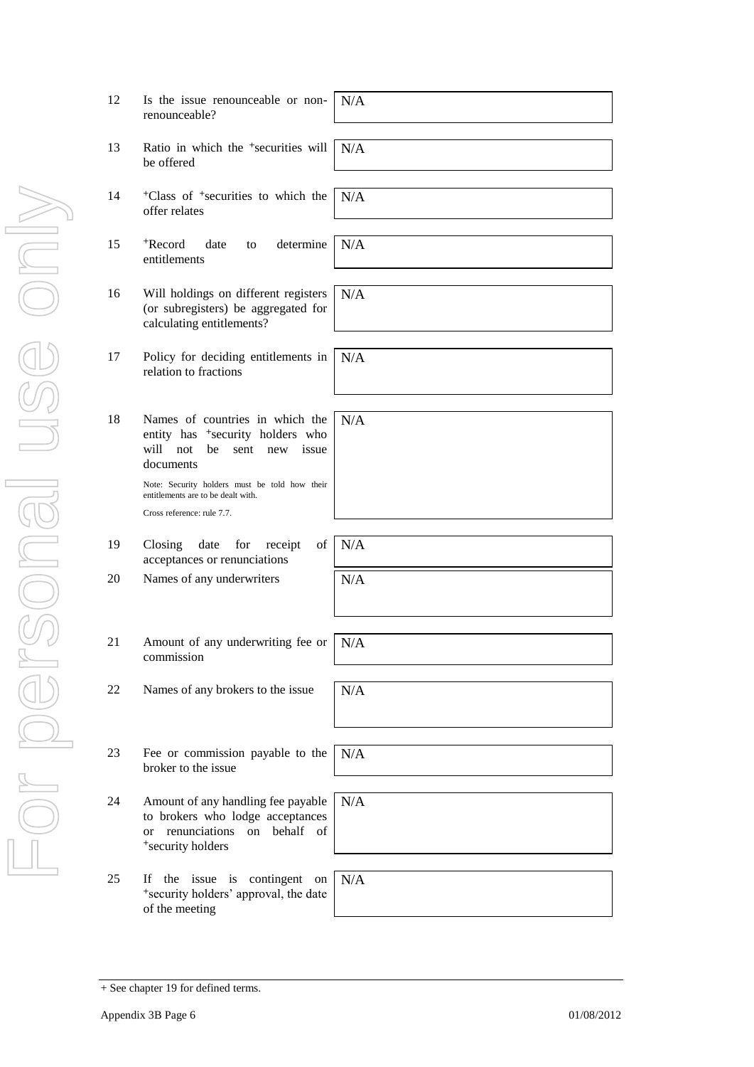| | | |
|---|---|---|
| 12 | Is the issue renounceable or non-renounceable? | N/A |
| 13 | Ratio in which the +securities will be offered | N/A |
| 14 | +Class of +securities to which the offer relates | N/A |
| 15 | +Record date to determine entitlements | N/A |
| 16 | Will holdings on different registers (or subregisters) be aggregated for calculating entitlements? | N/A |
| 17 | Policy for deciding entitlements in relation to fractions | N/A |
| 18 | Names of countries in which the entity has +security holders who will not be sent new issue documents<br><br>Note: Security holders must be told how their entitlements are to be dealt with.<br><br>Cross reference: rule 7.7. | N/A |
| 19 | Closing date for receipt of acceptances or renunciations | N/A |
| 20 | Names of any underwriters | N/A |
| 21 | Amount of any underwriting fee or commission | N/A |
| 22 | Names of any brokers to the issue | N/A |
| 23 | Fee or commission payable to the broker to the issue | N/A |
| 24 | Amount of any handling fee payable to brokers who lodge acceptances or renunciations on behalf of +security holders | N/A |
| 25 | If the issue is contingent on +security holders' approval, the date of the meeting | N/A |

+ See chapter 19 for defined terms.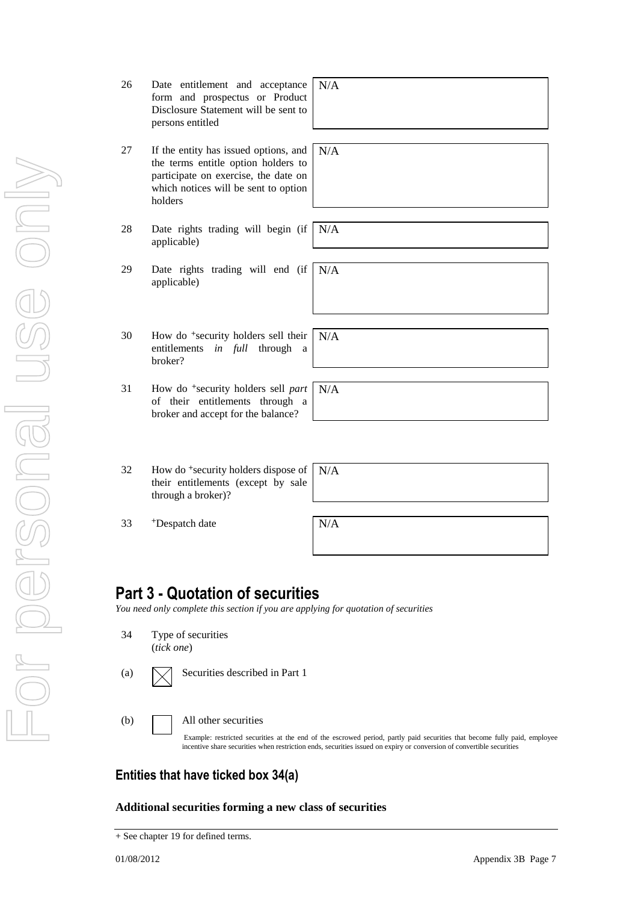| | | |
|---|---|---|
| 26 | Date entitlement and acceptance form and prospectus or Product Disclosure Statement will be sent to persons entitled | N/A |
| 27 | If the entity has issued options, and the terms entitle option holders to participate on exercise, the date on which notices will be sent to option holders | N/A |
| 28 | Date rights trading will begin (if applicable) | N/A |
| 29 | Date rights trading will end (if applicable) | N/A |
| 30 | How do +security holders sell their entitlements *in full* through a broker? | N/A |
| 31 | How do +security holders sell *part* of their entitlements through a broker and accept for the balance? | N/A |
| 32 | How do +security holders dispose of their entitlements (except by sale through a broker)? | N/A |
| 33 | +Despatch date | N/A |

# Part 3 - Quotation of securities

*You need only complete this section if you are applying for quotation of securities*

34 Type of securities
(*tick one*)

(a) ☒ Securities described in Part 1

(b) ☐ All other securities

Example: restricted securities at the end of the escrowed period, partly paid securities that become fully paid, employee incentive share securities when restriction ends, securities issued on expiry or conversion of convertible securities

## Entities that have ticked box 34(a)

**Additional securities forming a new class of securities**

+ See chapter 19 for defined terms.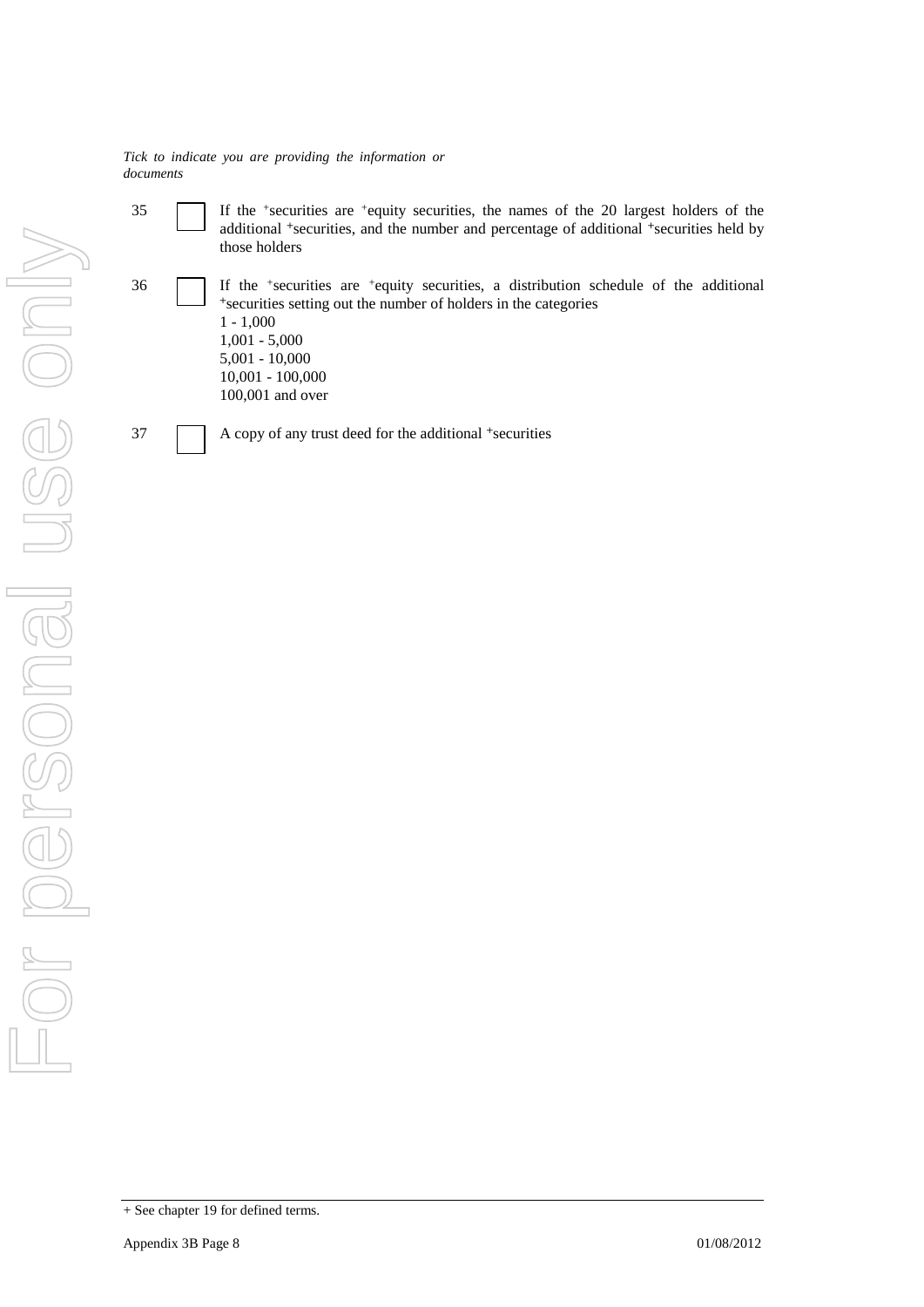*Tick to indicate you are providing the information or documents*

| | | |
|---|---|---|
| 35 | ☐ | If the +securities are +equity securities, the names of the 20 largest holders of the additional +securities, and the number and percentage of additional +securities held by those holders |
| 36 | ☐ | If the +securities are +equity securities, a distribution schedule of the additional +securities setting out the number of holders in the categories<br>1 - 1,000<br>1,001 - 5,000<br>5,001 - 10,000<br>10,001 - 100,000<br>100,001 and over |
| 37 | ☐ | A copy of any trust deed for the additional +securities |

+ See chapter 19 for defined terms.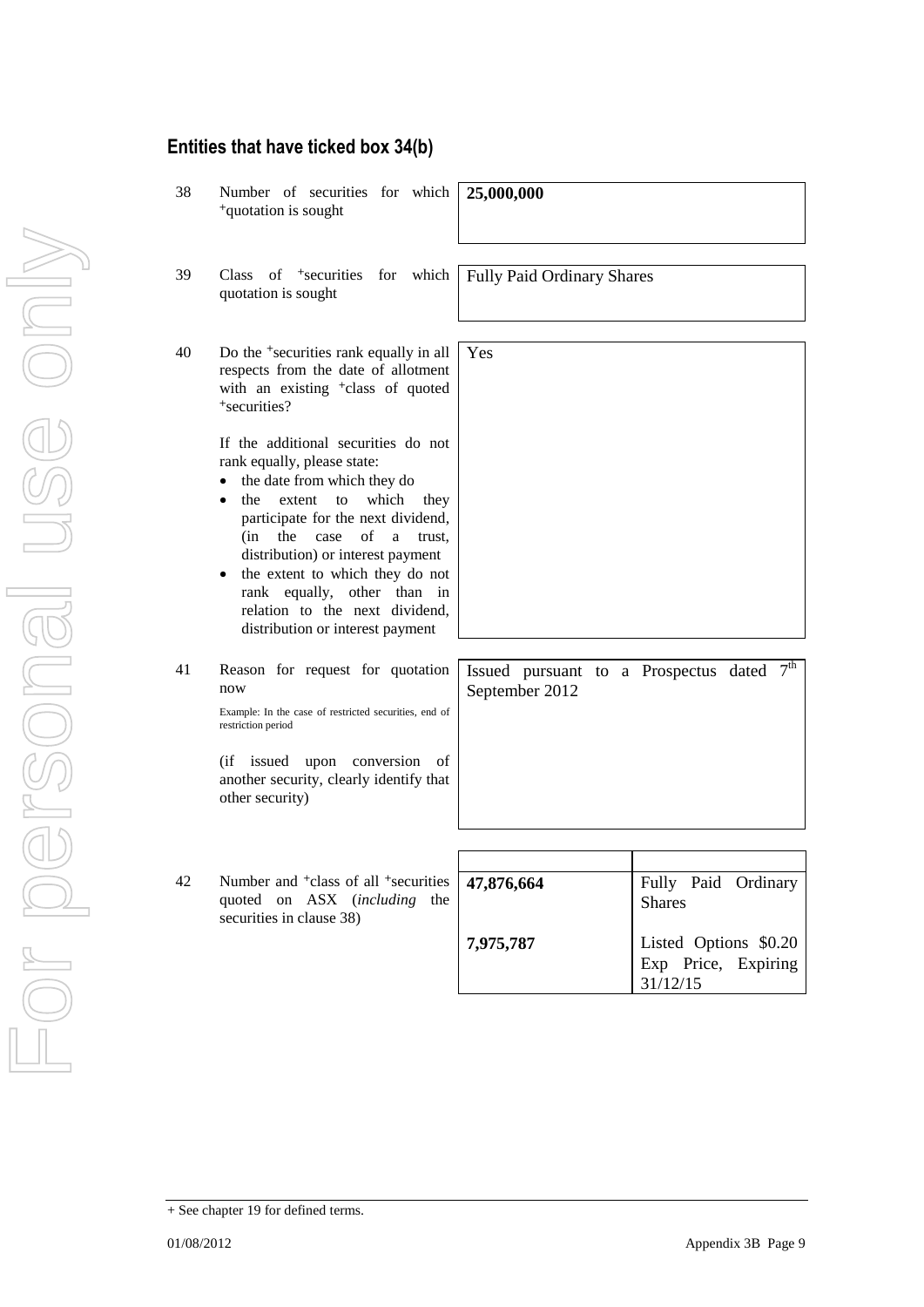## Entities that have ticked box 34(b)

| | | |
|---|---|---|
| 38 | Number of securities for which +quotation is sought | **25,000,000** |
| 39 | Class of +securities for which quotation is sought | Fully Paid Ordinary Shares |
| 40 | Do the +securities rank equally in all respects from the date of allotment with an existing +class of quoted +securities?<br><br>If the additional securities do not rank equally, please state:<br>• the date from which they do<br>• the extent to which they participate for the next dividend, (in the case of a trust, distribution) or interest payment<br>• the extent to which they do not rank equally, other than in relation to the next dividend, distribution or interest payment | Yes |
| 41 | Reason for request for quotation now<br><br>Example: In the case of restricted securities, end of restriction period<br><br>(if issued upon conversion of another security, clearly identify that other security) | Issued pursuant to a Prospectus dated 7th September 2012 |

| | | Number | +Class |
|---|---|---|---|
| 42 | Number and +class of all +securities quoted on ASX (*including* the securities in clause 38) | **47,876,664** | Fully Paid Ordinary Shares |
| | | **7,975,787** | Listed Options $0.20 Exp Price, Expiring 31/12/15 |

+ See chapter 19 for defined terms.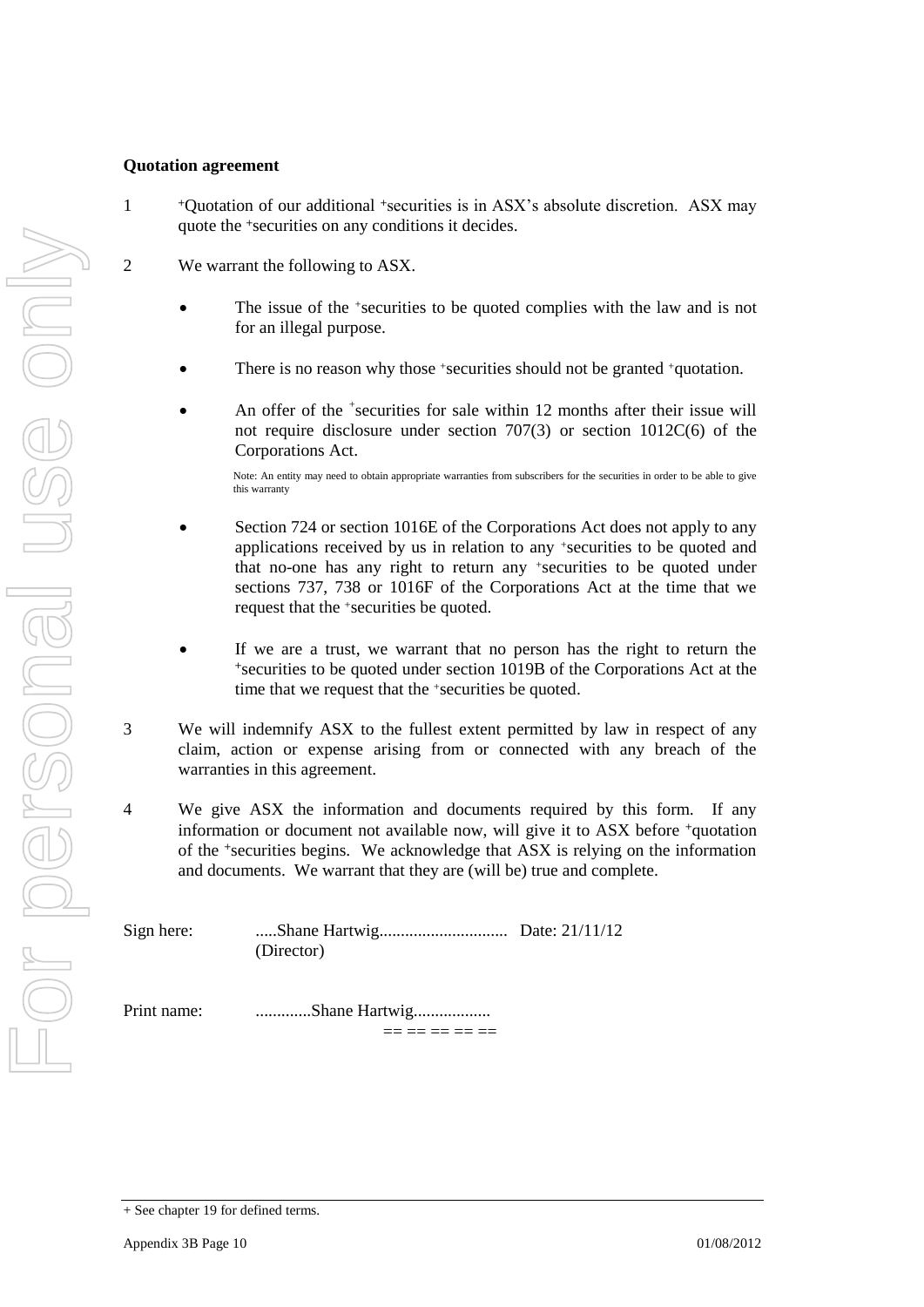**Quotation agreement**

1 +Quotation of our additional +securities is in ASX's absolute discretion. ASX may quote the +securities on any conditions it decides.

2 We warrant the following to ASX.

- The issue of the +securities to be quoted complies with the law and is not for an illegal purpose.

- There is no reason why those +securities should not be granted +quotation.

- An offer of the +securities for sale within 12 months after their issue will not require disclosure under section 707(3) or section 1012C(6) of the Corporations Act.

  Note: An entity may need to obtain appropriate warranties from subscribers for the securities in order to be able to give this warranty

- Section 724 or section 1016E of the Corporations Act does not apply to any applications received by us in relation to any +securities to be quoted and that no-one has any right to return any +securities to be quoted under sections 737, 738 or 1016F of the Corporations Act at the time that we request that the +securities be quoted.

- If we are a trust, we warrant that no person has the right to return the +securities to be quoted under section 1019B of the Corporations Act at the time that we request that the +securities be quoted.

3 We will indemnify ASX to the fullest extent permitted by law in respect of any claim, action or expense arising from or connected with any breach of the warranties in this agreement.

4 We give ASX the information and documents required by this form. If any information or document not available now, will give it to ASX before +quotation of the +securities begins. We acknowledge that ASX is relying on the information and documents. We warrant that they are (will be) true and complete.

Sign here: .....Shane Hartwig.............................. Date: 21/11/12
(Director)

Print name: .............Shane Hartwig..................

== == == == ==

+ See chapter 19 for defined terms.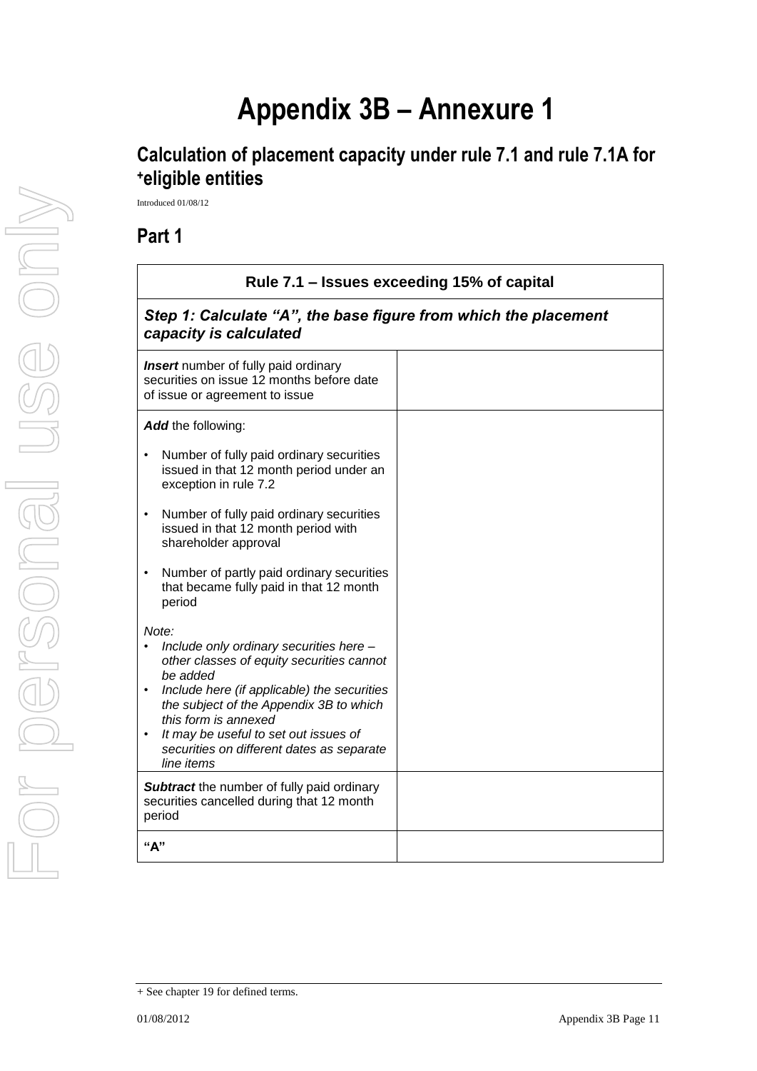# Appendix 3B – Annexure 1

## Calculation of placement capacity under rule 7.1 and rule 7.1A for +eligible entities

Introduced 01/08/12

## Part 1

| Rule 7.1 – Issues exceeding 15% of capital | |
|---|---|
| ***Step 1: Calculate "A", the base figure from which the placement capacity is calculated*** | |
| ***Insert*** number of fully paid ordinary securities on issue 12 months before date of issue or agreement to issue | |
| ***Add*** the following:<br>• Number of fully paid ordinary securities issued in that 12 month period under an exception in rule 7.2<br>• Number of fully paid ordinary securities issued in that 12 month period with shareholder approval<br>• Number of partly paid ordinary securities that became fully paid in that 12 month period<br>*Note:*<br>• *Include only ordinary securities here – other classes of equity securities cannot be added*<br>• *Include here (if applicable) the securities the subject of the Appendix 3B to which this form is annexed*<br>• *It may be useful to set out issues of securities on different dates as separate line items* | |
| ***Subtract*** the number of fully paid ordinary securities cancelled during that 12 month period | |
| **"A"** | |

+ See chapter 19 for defined terms.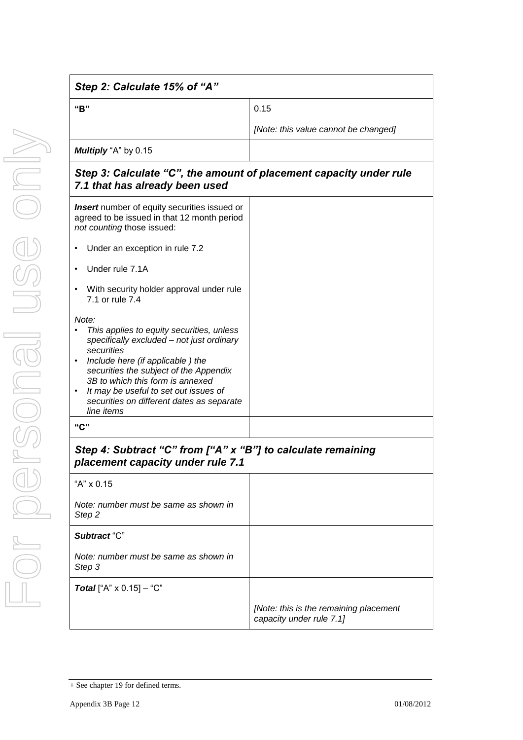| *Step 2: Calculate 15% of "A"* | |
|---|---|
| **"B"** | 0.15 |
| | *[Note: this value cannot be changed]* |
| ***Multiply*** "A" by 0.15 | |
| ***Step 3: Calculate "C", the amount of placement capacity under rule 7.1 that has already been used*** | |
| ***Insert*** number of equity securities issued or agreed to be issued in that 12 month period *not counting* those issued:<br>• Under an exception in rule 7.2<br>• Under rule 7.1A<br>• With security holder approval under rule 7.1 or rule 7.4<br><br>*Note:*<br>• *This applies to equity securities, unless specifically excluded – not just ordinary securities*<br>• *Include here (if applicable ) the securities the subject of the Appendix 3B to which this form is annexed*<br>• *It may be useful to set out issues of securities on different dates as separate line items* | |
| **"C"** | |
| ***Step 4: Subtract "C" from ["A" x "B"] to calculate remaining placement capacity under rule 7.1*** | |
| "A" x 0.15<br><br>*Note: number must be same as shown in Step 2* | |
| ***Subtract*** "C"<br><br>*Note: number must be same as shown in Step 3* | |
| ***Total*** ["A" x 0.15] – "C" | *[Note: this is the remaining placement capacity under rule 7.1]* |

+ See chapter 19 for defined terms.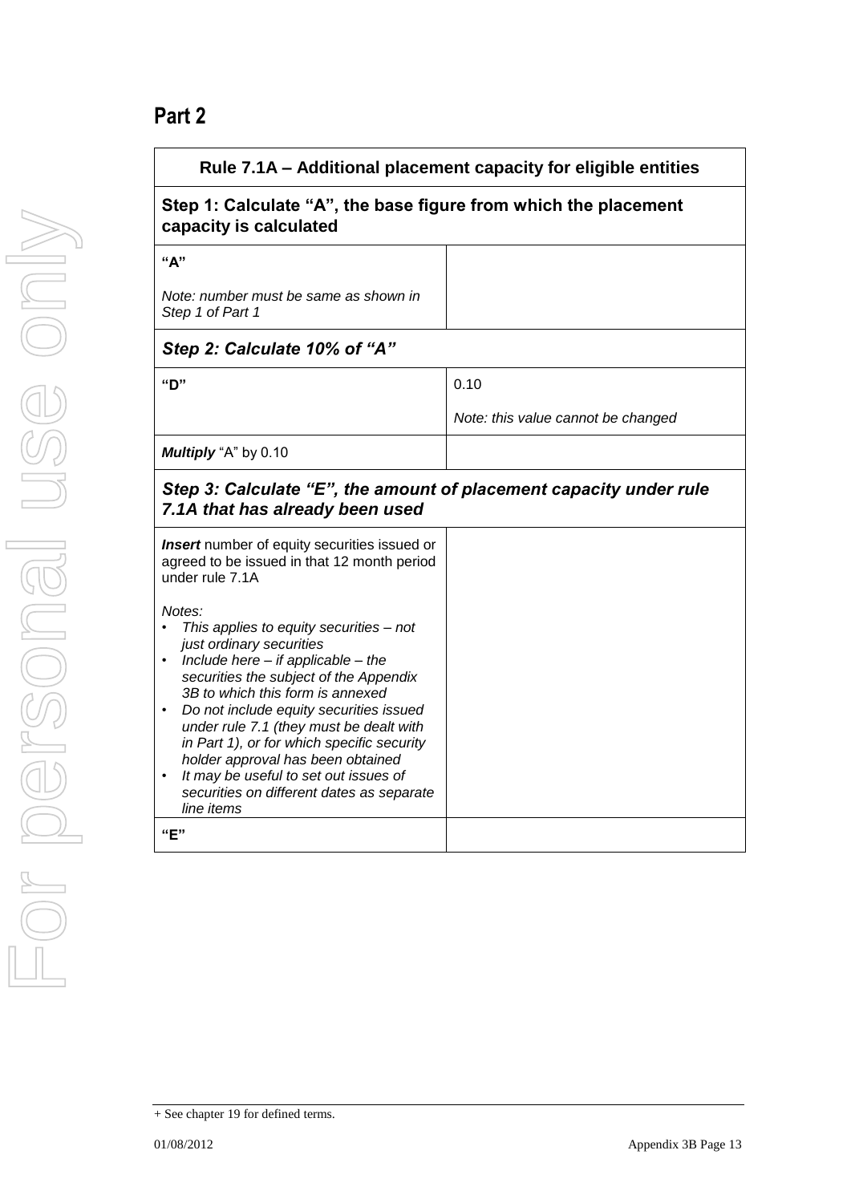## Part 2

| Rule 7.1A – Additional placement capacity for eligible entities | |
|---|---|
| **Step 1: Calculate "A", the base figure from which the placement capacity is calculated** | |
| **"A"**<br><br>*Note: number must be same as shown in Step 1 of Part 1* | |
| ***Step 2: Calculate 10% of "A"*** | |
| **"D"** | 0.10<br><br>*Note: this value cannot be changed* |
| ***Multiply*** "A" by 0.10 | |
| ***Step 3: Calculate "E", the amount of placement capacity under rule 7.1A that has already been used*** | |
| ***Insert*** number of equity securities issued or agreed to be issued in that 12 month period under rule 7.1A<br><br>*Notes:*<br>• *This applies to equity securities – not just ordinary securities*<br>• *Include here – if applicable – the securities the subject of the Appendix 3B to which this form is annexed*<br>• *Do not include equity securities issued under rule 7.1 (they must be dealt with in Part 1), or for which specific security holder approval has been obtained*<br>• *It may be useful to set out issues of securities on different dates as separate line items* | |
| **"E"** | |

+ See chapter 19 for defined terms.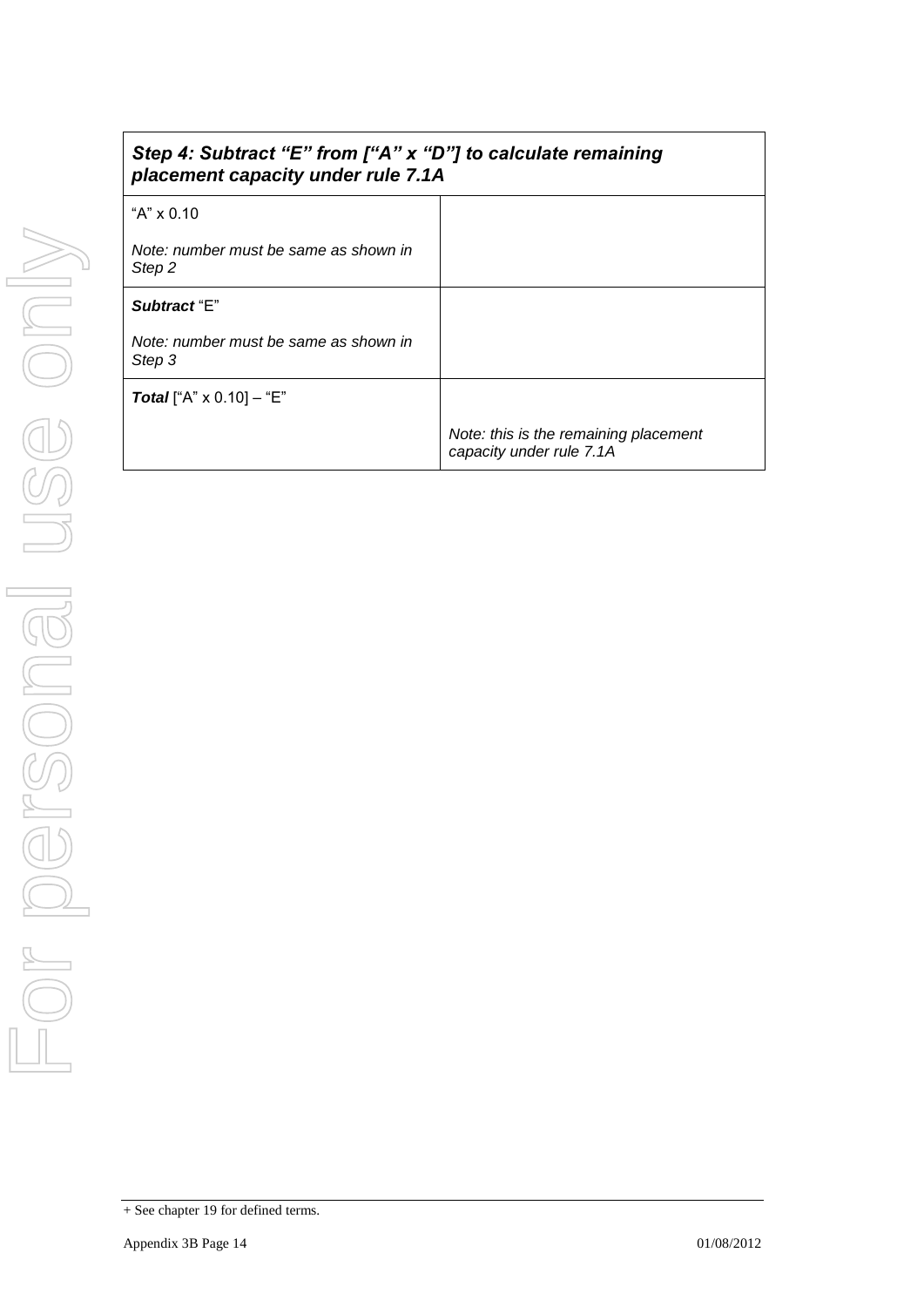| *Step 4: Subtract "E" from ["A" x "D"] to calculate remaining placement capacity under rule 7.1A* | |
|---|---|
| "A" x 0.10<br><br>*Note: number must be same as shown in Step 2* | |
| ***Subtract*** "E"<br><br>*Note: number must be same as shown in Step 3* | |
| ***Total*** ["A" x 0.10] – "E" | *Note: this is the remaining placement capacity under rule 7.1A* |

+ See chapter 19 for defined terms.